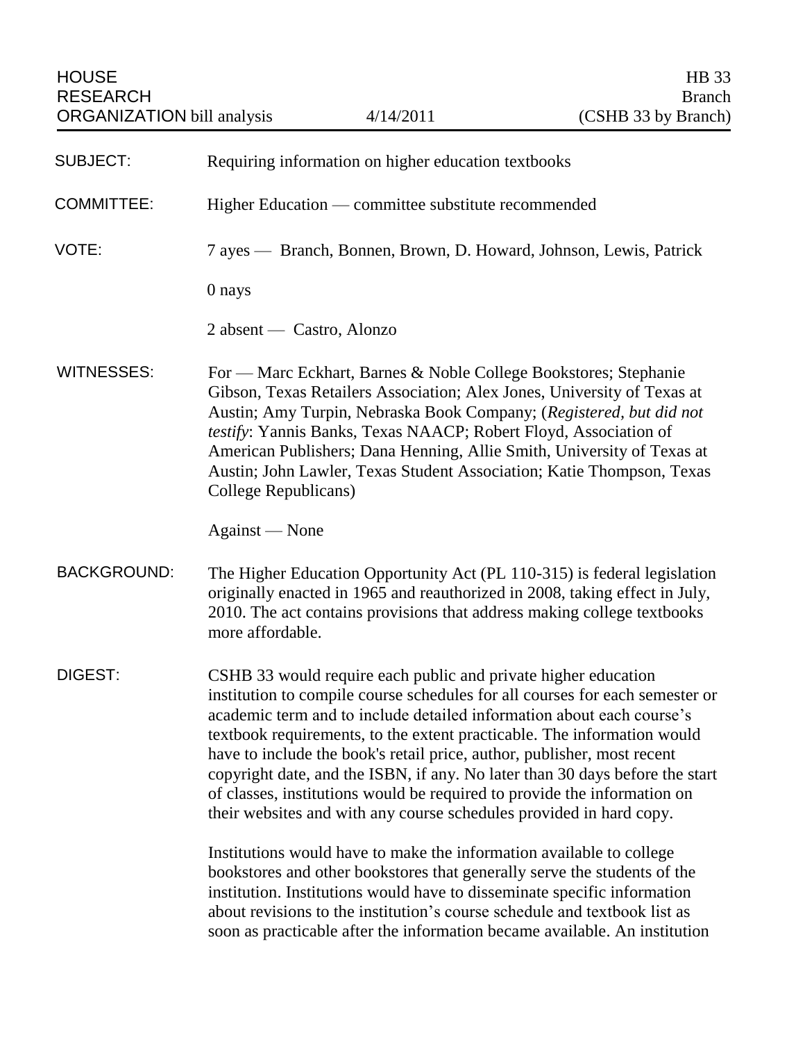HOUSE RESEARCH ORGANIZATION bill analysis | 4/14/2011 | HB 33 Branch (CSHB 33 by Branch)

**SUBJECT:** Requiring information on higher education textbooks

**COMMITTEE:** Higher Education — committee substitute recommended

**VOTE:** 7 ayes — Branch, Bonnen, Brown, D. Howard, Johnson, Lewis, Patrick

0 nays

2 absent — Castro, Alonzo

**WITNESSES:** For — Marc Eckhart, Barnes & Noble College Bookstores; Stephanie Gibson, Texas Retailers Association; Alex Jones, University of Texas at Austin; Amy Turpin, Nebraska Book Company; (*Registered, but did not testify*: Yannis Banks, Texas NAACP; Robert Floyd, Association of American Publishers; Dana Henning, Allie Smith, University of Texas at Austin; John Lawler, Texas Student Association; Katie Thompson, Texas College Republicans)

Against — None

**BACKGROUND:** The Higher Education Opportunity Act (PL 110-315) is federal legislation originally enacted in 1965 and reauthorized in 2008, taking effect in July, 2010. The act contains provisions that address making college textbooks more affordable.

**DIGEST:** CSHB 33 would require each public and private higher education institution to compile course schedules for all courses for each semester or academic term and to include detailed information about each course's textbook requirements, to the extent practicable. The information would have to include the book's retail price, author, publisher, most recent copyright date, and the ISBN, if any. No later than 30 days before the start of classes, institutions would be required to provide the information on their websites and with any course schedules provided in hard copy.

Institutions would have to make the information available to college bookstores and other bookstores that generally serve the students of the institution. Institutions would have to disseminate specific information about revisions to the institution's course schedule and textbook list as soon as practicable after the information became available. An institution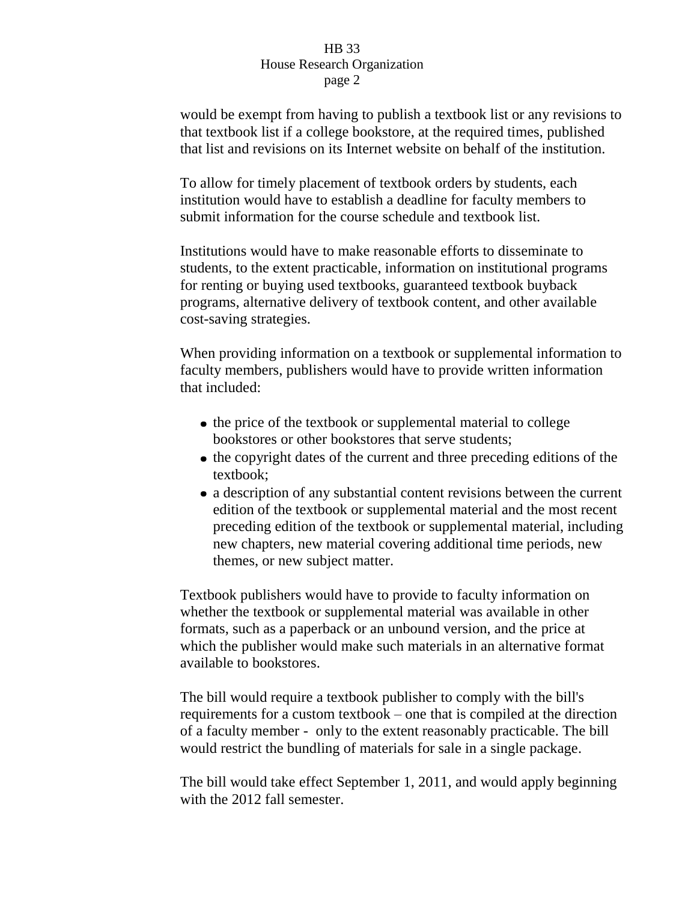would be exempt from having to publish a textbook list or any revisions to that textbook list if a college bookstore, at the required times, published that list and revisions on its Internet website on behalf of the institution.

To allow for timely placement of textbook orders by students, each institution would have to establish a deadline for faculty members to submit information for the course schedule and textbook list.

Institutions would have to make reasonable efforts to disseminate to students, to the extent practicable, information on institutional programs for renting or buying used textbooks, guaranteed textbook buyback programs, alternative delivery of textbook content, and other available cost-saving strategies.

When providing information on a textbook or supplemental information to faculty members, publishers would have to provide written information that included:

- the price of the textbook or supplemental material to college bookstores or other bookstores that serve students;
- the copyright dates of the current and three preceding editions of the textbook;
- a description of any substantial content revisions between the current edition of the textbook or supplemental material and the most recent preceding edition of the textbook or supplemental material, including new chapters, new material covering additional time periods, new themes, or new subject matter.

Textbook publishers would have to provide to faculty information on whether the textbook or supplemental material was available in other formats, such as a paperback or an unbound version, and the price at which the publisher would make such materials in an alternative format available to bookstores.

The bill would require a textbook publisher to comply with the bill's requirements for a custom textbook – one that is compiled at the direction of a faculty member - only to the extent reasonably practicable. The bill would restrict the bundling of materials for sale in a single package.

The bill would take effect September 1, 2011, and would apply beginning with the 2012 fall semester.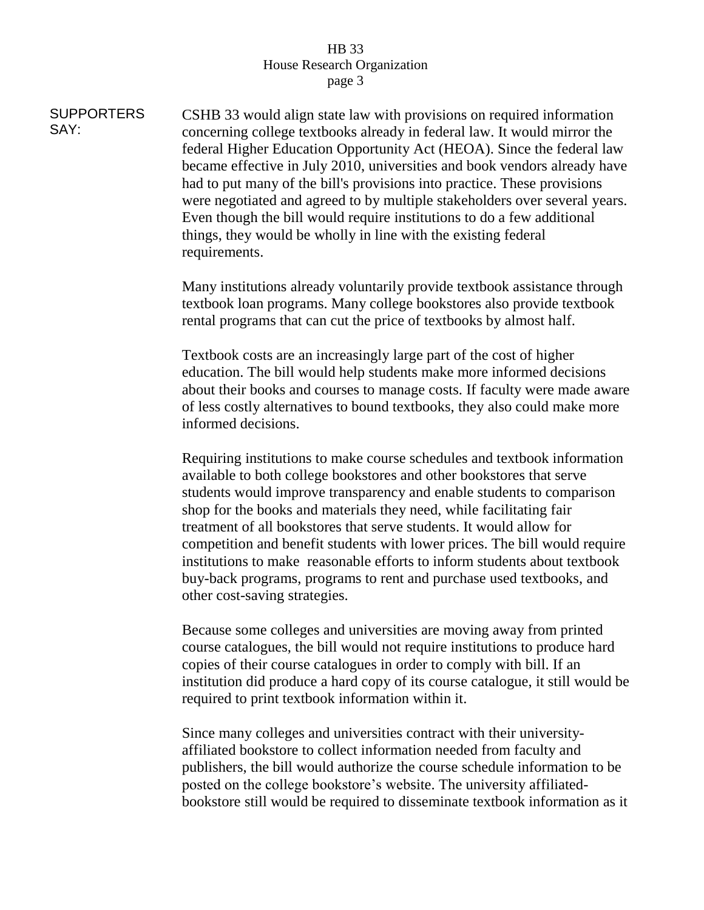**SUPPORTERS SAY:**

CSHB 33 would align state law with provisions on required information concerning college textbooks already in federal law. It would mirror the federal Higher Education Opportunity Act (HEOA). Since the federal law became effective in July 2010, universities and book vendors already have had to put many of the bill's provisions into practice. These provisions were negotiated and agreed to by multiple stakeholders over several years. Even though the bill would require institutions to do a few additional things, they would be wholly in line with the existing federal requirements.

Many institutions already voluntarily provide textbook assistance through textbook loan programs. Many college bookstores also provide textbook rental programs that can cut the price of textbooks by almost half.

Textbook costs are an increasingly large part of the cost of higher education. The bill would help students make more informed decisions about their books and courses to manage costs. If faculty were made aware of less costly alternatives to bound textbooks, they also could make more informed decisions.

Requiring institutions to make course schedules and textbook information available to both college bookstores and other bookstores that serve students would improve transparency and enable students to comparison shop for the books and materials they need, while facilitating fair treatment of all bookstores that serve students. It would allow for competition and benefit students with lower prices. The bill would require institutions to make reasonable efforts to inform students about textbook buy-back programs, programs to rent and purchase used textbooks, and other cost-saving strategies.

Because some colleges and universities are moving away from printed course catalogues, the bill would not require institutions to produce hard copies of their course catalogues in order to comply with bill. If an institution did produce a hard copy of its course catalogue, it still would be required to print textbook information within it.

Since many colleges and universities contract with their university-affiliated bookstore to collect information needed from faculty and publishers, the bill would authorize the course schedule information to be posted on the college bookstore's website. The university affiliated-bookstore still would be required to disseminate textbook information as it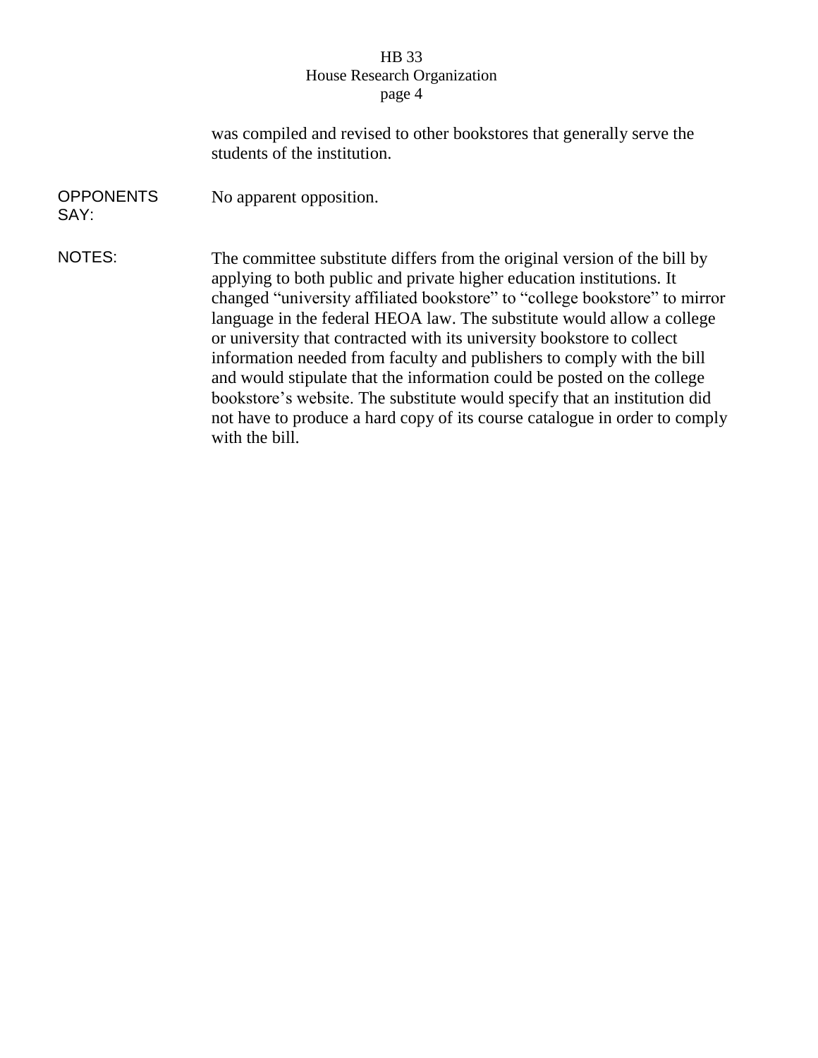was compiled and revised to other bookstores that generally serve the students of the institution.

**OPPONENTS SAY:** No apparent opposition.

**NOTES:** The committee substitute differs from the original version of the bill by applying to both public and private higher education institutions. It changed “university affiliated bookstore” to “college bookstore” to mirror language in the federal HEOA law. The substitute would allow a college or university that contracted with its university bookstore to collect information needed from faculty and publishers to comply with the bill and would stipulate that the information could be posted on the college bookstore’s website. The substitute would specify that an institution did not have to produce a hard copy of its course catalogue in order to comply with the bill.